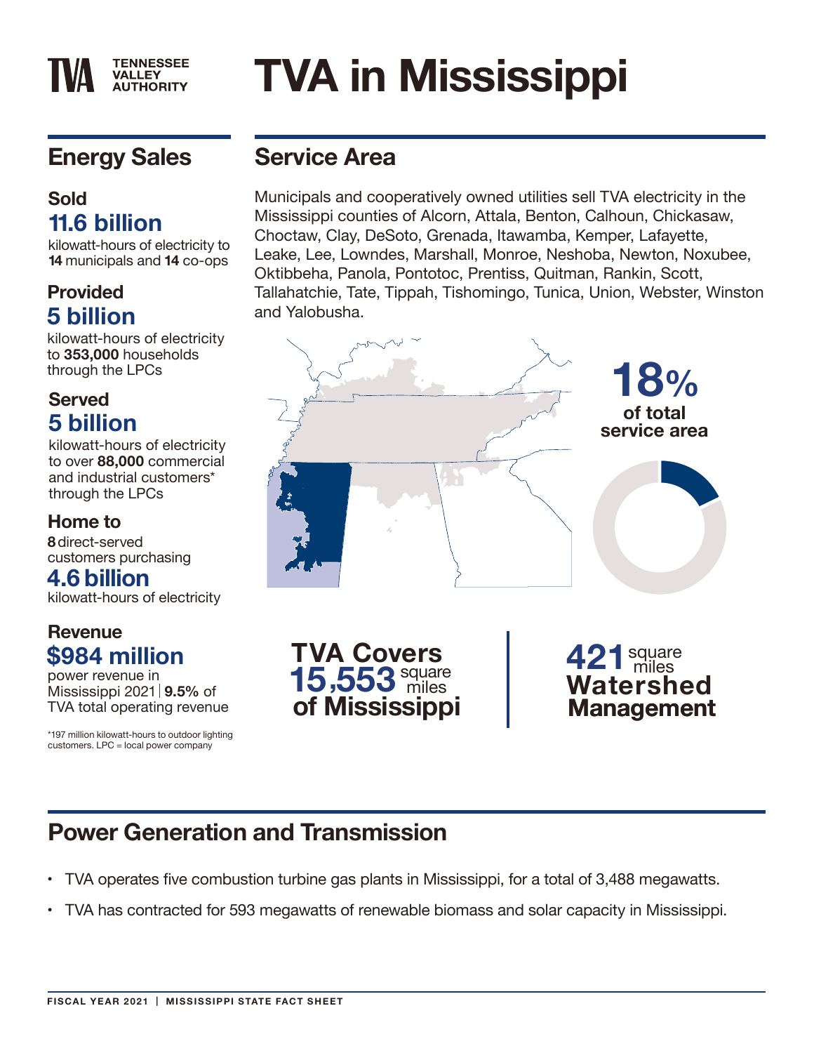# TVA in Mississippi

TENNESSEE VALLEY AUTHORITY

## Energy Sales

**Sold**
**11.6 billion**
kilowatt-hours of electricity to **14** municipals and **14** co-ops

**Provided**
**5 billion**
kilowatt-hours of electricity to **353,000** households through the LPCs

**Served**
**5 billion**
kilowatt-hours of electricity to over **88,000** commercial and industrial customers* through the LPCs

**Home to**
**8** direct-served customers purchasing
**4.6 billion**
kilowatt-hours of electricity

**Revenue**
**$984 million**
power revenue in Mississippi 2021 | **9.5%** of TVA total operating revenue

*197 million kilowatt-hours to outdoor lighting customers. LPC = local power company

## Service Area

Municipals and cooperatively owned utilities sell TVA electricity in the Mississippi counties of Alcorn, Attala, Benton, Calhoun, Chickasaw, Choctaw, Clay, DeSoto, Grenada, Itawamba, Kemper, Lafayette, Leake, Lee, Lowndes, Marshall, Monroe, Neshoba, Newton, Noxubee, Oktibbeha, Panola, Pontotoc, Prentiss, Quitman, Rankin, Scott, Tallahatchie, Tate, Tippah, Tishomingo, Tunica, Union, Webster, Winston and Yalobusha.

**18%** of total service area

**TVA Covers 15,553 square miles of Mississippi**

**421 square miles Watershed Management**

## Power Generation and Transmission

- TVA operates five combustion turbine gas plants in Mississippi, for a total of 3,488 megawatts.
- TVA has contracted for 593 megawatts of renewable biomass and solar capacity in Mississippi.

FISCAL YEAR 2021 | MISSISSIPPI STATE FACT SHEET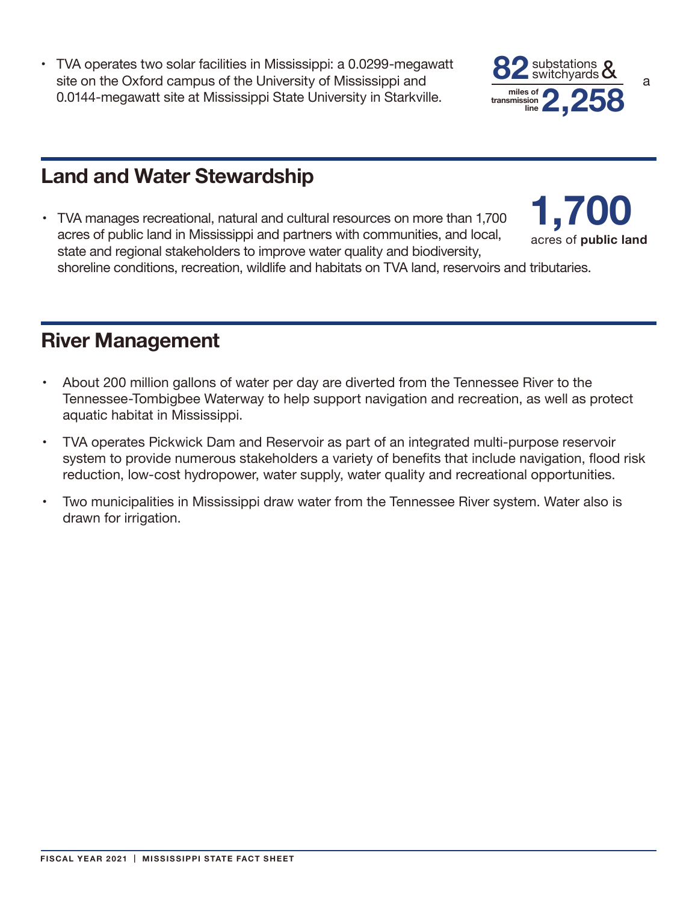- TVA operates two solar facilities in Mississippi: a 0.0299-megawatt site on the Oxford campus of the University of Mississippi and 0.0144-megawatt site at Mississippi State University in Starkville.

**82** substations & switchyards and **2,258** miles of transmission line

## Land and Water Stewardship

**1,700** acres of **public land**

- TVA manages recreational, natural and cultural resources on more than 1,700 acres of public land in Mississippi and partners with communities, and local, state and regional stakeholders to improve water quality and biodiversity, shoreline conditions, recreation, wildlife and habitats on TVA land, reservoirs and tributaries.

## River Management

- About 200 million gallons of water per day are diverted from the Tennessee River to the Tennessee-Tombigbee Waterway to help support navigation and recreation, as well as protect aquatic habitat in Mississippi.
- TVA operates Pickwick Dam and Reservoir as part of an integrated multi-purpose reservoir system to provide numerous stakeholders a variety of benefits that include navigation, flood risk reduction, low-cost hydropower, water supply, water quality and recreational opportunities.
- Two municipalities in Mississippi draw water from the Tennessee River system. Water also is drawn for irrigation.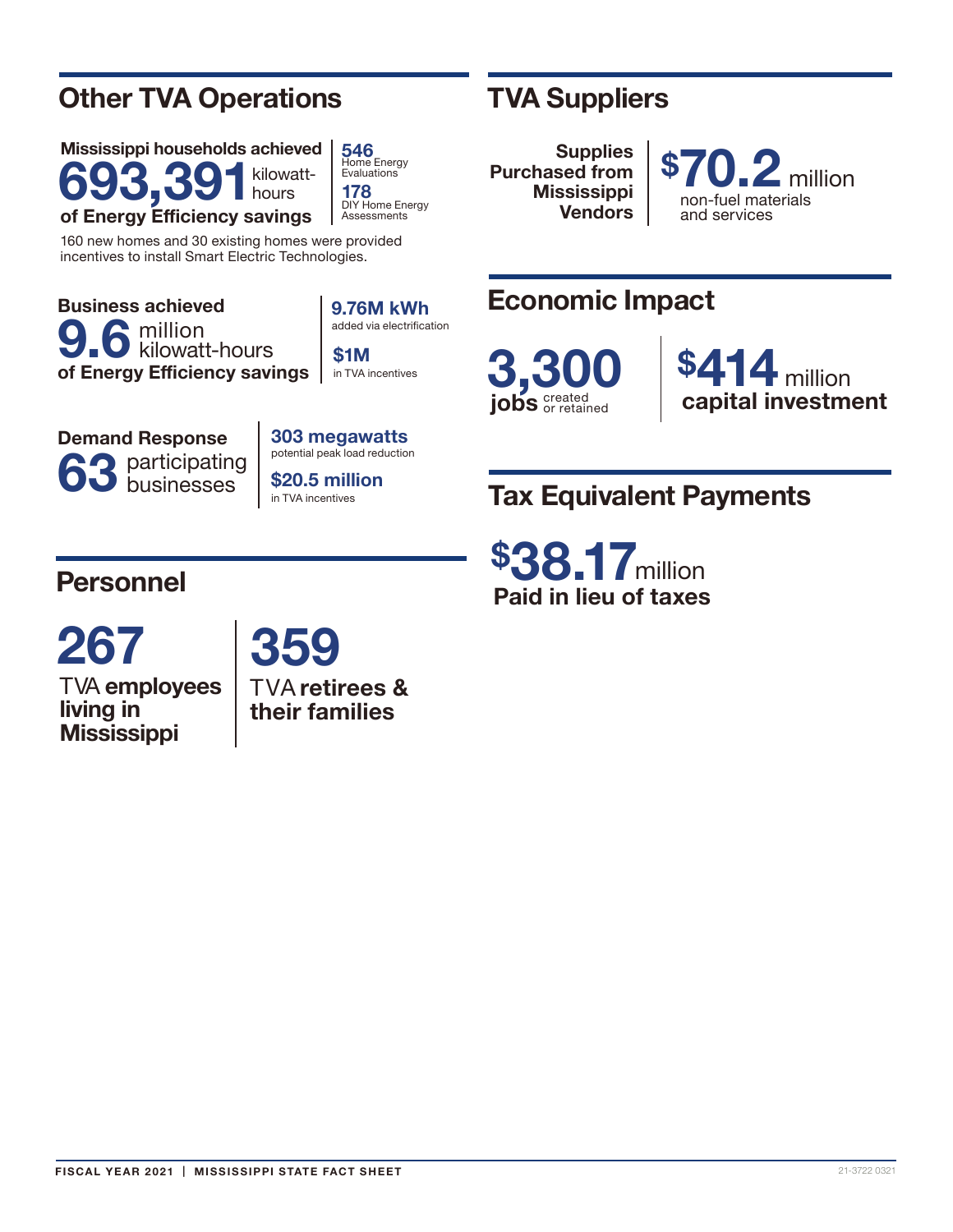## Other TVA Operations

**Mississippi households achieved**
**693,391** kilowatt-hours
**of Energy Efficiency savings**

**546** Home Energy Evaluations

**178** DIY Home Energy Assessments

160 new homes and 30 existing homes were provided incentives to install Smart Electric Technologies.

**Business achieved**
**9.6** million kilowatt-hours
**of Energy Efficiency savings**

**9.76M kWh** added via electrification

**$1M** in TVA incentives

**Demand Response**
**63** participating businesses

**303 megawatts** potential peak load reduction

**$20.5 million** in TVA incentives

## Personnel

**267**
TVA **employees living in Mississippi**

**359**
TVA **retirees & their families**

## TVA Suppliers

**Supplies Purchased from Mississippi Vendors**

**$70.2** million
non-fuel materials and services

## Economic Impact

**3,300**
**jobs** created or retained

**$414** million
**capital investment**

## Tax Equivalent Payments

**$38.17** million
**Paid in lieu of taxes**

FISCAL YEAR 2021 | MISSISSIPPI STATE FACT SHEET

21-3722 0321